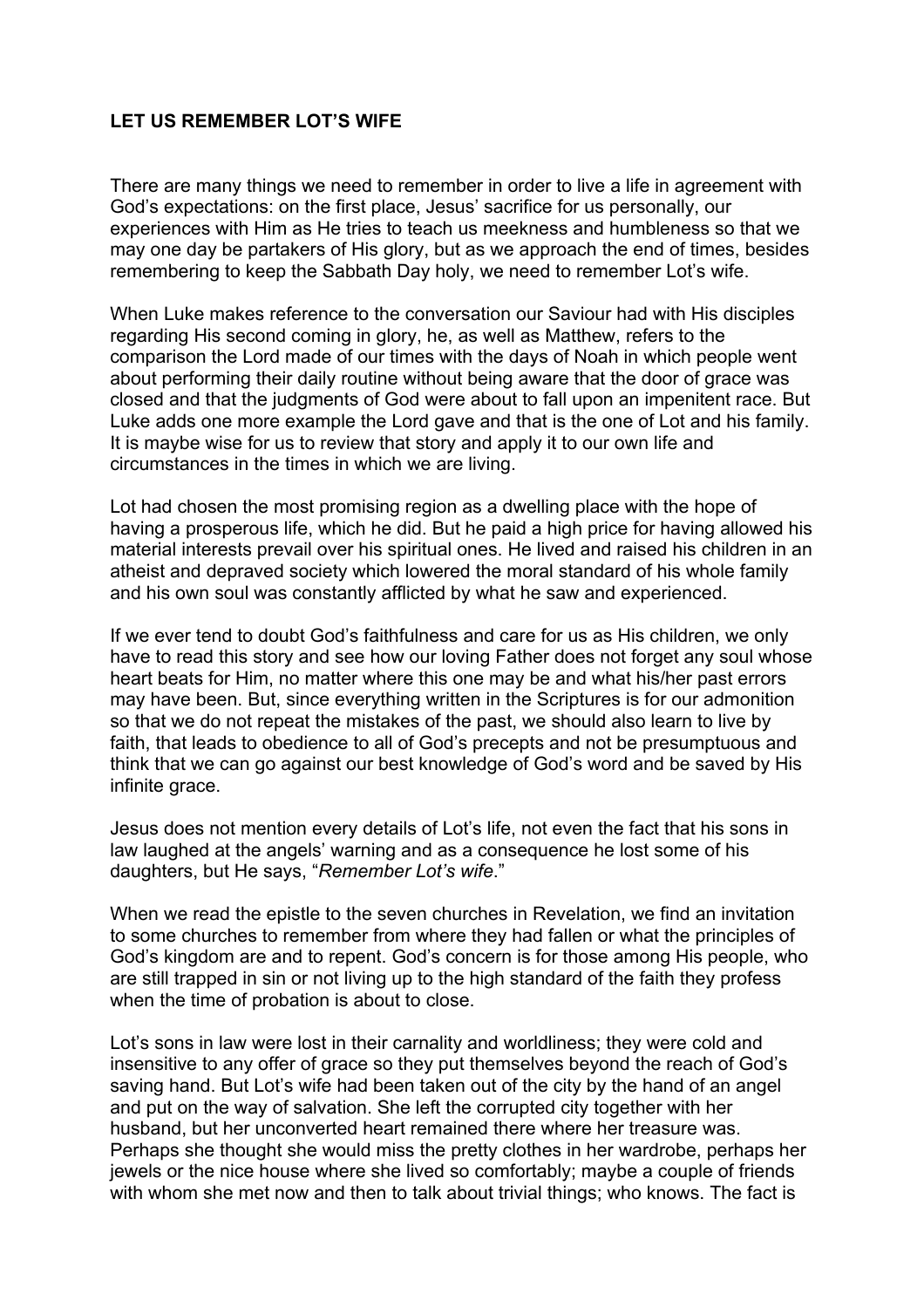# LET US REMEMBER LOT'S WIFE

There are many things we need to remember in order to live a life in agreement with God's expectations: on the first place, Jesus' sacrifice for us personally, our experiences with Him as He tries to teach us meekness and humbleness so that we may one day be partakers of His glory, but as we approach the end of times, besides remembering to keep the Sabbath Day holy, we need to remember Lot's wife.

When Luke makes reference to the conversation our Saviour had with His disciples regarding His second coming in glory, he, as well as Matthew, refers to the comparison the Lord made of our times with the days of Noah in which people went about performing their daily routine without being aware that the door of grace was closed and that the judgments of God were about to fall upon an impenitent race. But Luke adds one more example the Lord gave and that is the one of Lot and his family. It is maybe wise for us to review that story and apply it to our own life and circumstances in the times in which we are living.

Lot had chosen the most promising region as a dwelling place with the hope of having a prosperous life, which he did. But he paid a high price for having allowed his material interests prevail over his spiritual ones. He lived and raised his children in an atheist and depraved society which lowered the moral standard of his whole family and his own soul was constantly afflicted by what he saw and experienced.

If we ever tend to doubt God's faithfulness and care for us as His children, we only have to read this story and see how our loving Father does not forget any soul whose heart beats for Him, no matter where this one may be and what his/her past errors may have been. But, since everything written in the Scriptures is for our admonition so that we do not repeat the mistakes of the past, we should also learn to live by faith, that leads to obedience to all of God's precepts and not be presumptuous and think that we can go against our best knowledge of God's word and be saved by His infinite grace.

Jesus does not mention every details of Lot's life, not even the fact that his sons in law laughed at the angels' warning and as a consequence he lost some of his daughters, but He says, "*Remember Lot's wife*."

When we read the epistle to the seven churches in Revelation, we find an invitation to some churches to remember from where they had fallen or what the principles of God's kingdom are and to repent. God's concern is for those among His people, who are still trapped in sin or not living up to the high standard of the faith they profess when the time of probation is about to close.

Lot's sons in law were lost in their carnality and worldliness; they were cold and insensitive to any offer of grace so they put themselves beyond the reach of God's saving hand. But Lot's wife had been taken out of the city by the hand of an angel and put on the way of salvation. She left the corrupted city together with her husband, but her unconverted heart remained there where her treasure was. Perhaps she thought she would miss the pretty clothes in her wardrobe, perhaps her jewels or the nice house where she lived so comfortably; maybe a couple of friends with whom she met now and then to talk about trivial things; who knows. The fact is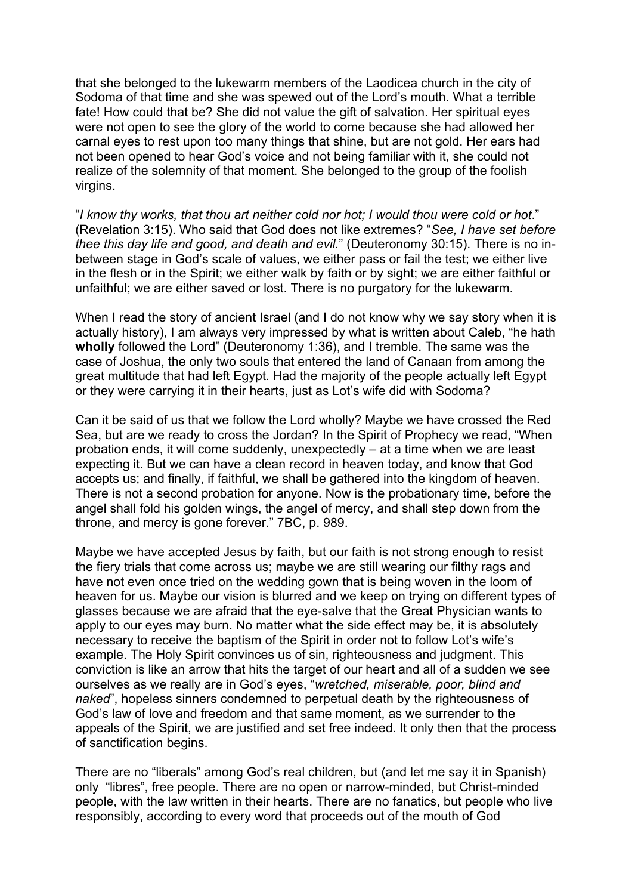that she belonged to the lukewarm members of the Laodicea church in the city of Sodoma of that time and she was spewed out of the Lord's mouth. What a terrible fate! How could that be? She did not value the gift of salvation. Her spiritual eyes were not open to see the glory of the world to come because she had allowed her carnal eyes to rest upon too many things that shine, but are not gold. Her ears had not been opened to hear God's voice and not being familiar with it, she could not realize of the solemnity of that moment. She belonged to the group of the foolish virgins.

"*I know thy works, that thou art neither cold nor hot; I would thou were cold or hot*." (Revelation 3:15). Who said that God does not like extremes? "*See, I have set before thee this day life and good, and death and evil.*" (Deuteronomy 30:15). There is no in-between stage in God's scale of values, we either pass or fail the test; we either live in the flesh or in the Spirit; we either walk by faith or by sight; we are either faithful or unfaithful; we are either saved or lost. There is no purgatory for the lukewarm.

When I read the story of ancient Israel (and I do not know why we say story when it is actually history), I am always very impressed by what is written about Caleb, "he hath **wholly** followed the Lord" (Deuteronomy 1:36), and I tremble. The same was the case of Joshua, the only two souls that entered the land of Canaan from among the great multitude that had left Egypt. Had the majority of the people actually left Egypt or they were carrying it in their hearts, just as Lot's wife did with Sodoma?

Can it be said of us that we follow the Lord wholly? Maybe we have crossed the Red Sea, but are we ready to cross the Jordan? In the Spirit of Prophecy we read, "When probation ends, it will come suddenly, unexpectedly – at a time when we are least expecting it. But we can have a clean record in heaven today, and know that God accepts us; and finally, if faithful, we shall be gathered into the kingdom of heaven. There is not a second probation for anyone. Now is the probationary time, before the angel shall fold his golden wings, the angel of mercy, and shall step down from the throne, and mercy is gone forever." 7BC, p. 989.

Maybe we have accepted Jesus by faith, but our faith is not strong enough to resist the fiery trials that come across us; maybe we are still wearing our filthy rags and have not even once tried on the wedding gown that is being woven in the loom of heaven for us. Maybe our vision is blurred and we keep on trying on different types of glasses because we are afraid that the eye-salve that the Great Physician wants to apply to our eyes may burn. No matter what the side effect may be, it is absolutely necessary to receive the baptism of the Spirit in order not to follow Lot's wife's example. The Holy Spirit convinces us of sin, righteousness and judgment. This conviction is like an arrow that hits the target of our heart and all of a sudden we see ourselves as we really are in God's eyes, "*wretched, miserable, poor, blind and naked*", hopeless sinners condemned to perpetual death by the righteousness of God's law of love and freedom and that same moment, as we surrender to the appeals of the Spirit, we are justified and set free indeed. It only then that the process of sanctification begins.

There are no "liberals" among God's real children, but (and let me say it in Spanish) only "libres", free people. There are no open or narrow-minded, but Christ-minded people, with the law written in their hearts. There are no fanatics, but people who live responsibly, according to every word that proceeds out of the mouth of God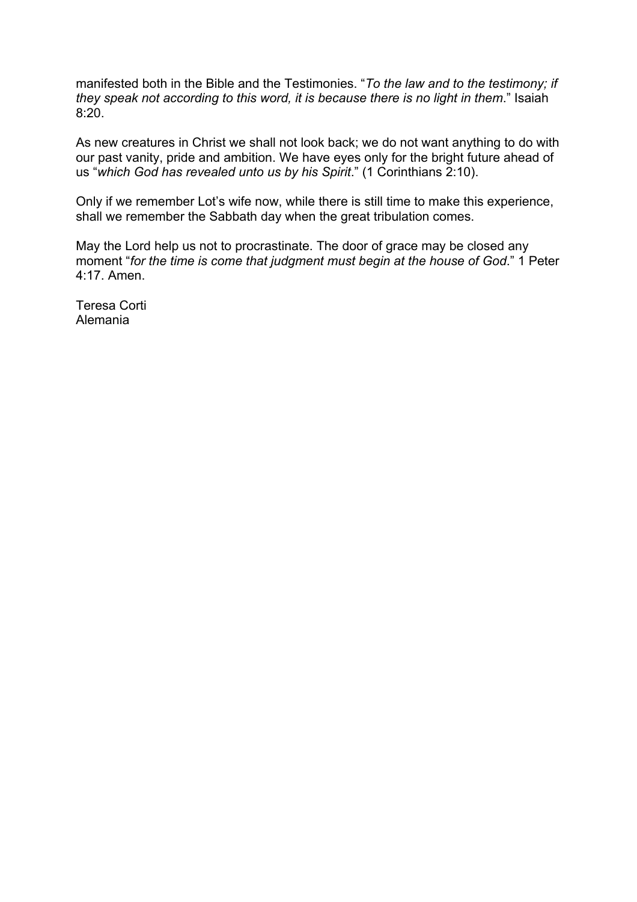manifested both in the Bible and the Testimonies. "*To the law and to the testimony; if they speak not according to this word, it is because there is no light in them*." Isaiah 8:20.

As new creatures in Christ we shall not look back; we do not want anything to do with our past vanity, pride and ambition. We have eyes only for the bright future ahead of us "*which God has revealed unto us by his Spirit*." (1 Corinthians 2:10).

Only if we remember Lot's wife now, while there is still time to make this experience, shall we remember the Sabbath day when the great tribulation comes.

May the Lord help us not to procrastinate. The door of grace may be closed any moment "*for the time is come that judgment must begin at the house of God*." 1 Peter 4:17. Amen.

Teresa Corti
Alemania